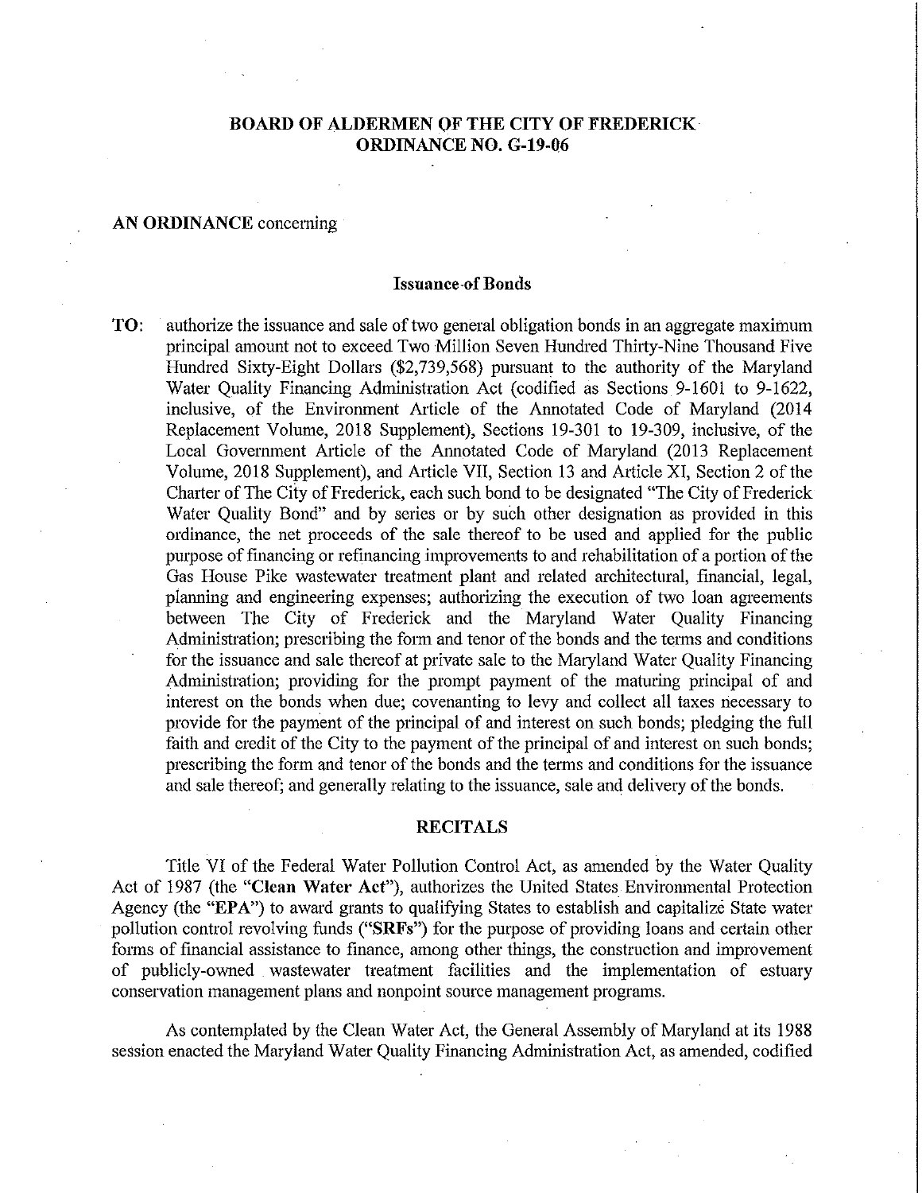# BOARD OF ALDERMEN OF THE CITY OF FREDERICK
# ORDINANCE NO. G-19-06

**AN ORDINANCE** concerning

## Issuance of Bonds

**TO:** authorize the issuance and sale of two general obligation bonds in an aggregate maximum principal amount not to exceed Two Million Seven Hundred Thirty-Nine Thousand Five Hundred Sixty-Eight Dollars ($2,739,568) pursuant to the authority of the Maryland Water Quality Financing Administration Act (codified as Sections 9-1601 to 9-1622, inclusive, of the Environment Article of the Annotated Code of Maryland (2014 Replacement Volume, 2018 Supplement), Sections 19-301 to 19-309, inclusive, of the Local Government Article of the Annotated Code of Maryland (2013 Replacement Volume, 2018 Supplement), and Article VII, Section 13 and Article XI, Section 2 of the Charter of The City of Frederick, each such bond to be designated "The City of Frederick Water Quality Bond" and by series or by such other designation as provided in this ordinance, the net proceeds of the sale thereof to be used and applied for the public purpose of financing or refinancing improvements to and rehabilitation of a portion of the Gas House Pike wastewater treatment plant and related architectural, financial, legal, planning and engineering expenses; authorizing the execution of two loan agreements between The City of Frederick and the Maryland Water Quality Financing Administration; prescribing the form and tenor of the bonds and the terms and conditions for the issuance and sale thereof at private sale to the Maryland Water Quality Financing Administration; providing for the prompt payment of the maturing principal of and interest on the bonds when due; covenanting to levy and collect all taxes necessary to provide for the payment of the principal of and interest on such bonds; pledging the full faith and credit of the City to the payment of the principal of and interest on such bonds; prescribing the form and tenor of the bonds and the terms and conditions for the issuance and sale thereof; and generally relating to the issuance, sale and delivery of the bonds.

## RECITALS

Title VI of the Federal Water Pollution Control Act, as amended by the Water Quality Act of 1987 (the "**Clean Water Act**"), authorizes the United States Environmental Protection Agency (the "**EPA**") to award grants to qualifying States to establish and capitalize State water pollution control revolving funds ("**SRFs**") for the purpose of providing loans and certain other forms of financial assistance to finance, among other things, the construction and improvement of publicly-owned wastewater treatment facilities and the implementation of estuary conservation management plans and nonpoint source management programs.

As contemplated by the Clean Water Act, the General Assembly of Maryland at its 1988 session enacted the Maryland Water Quality Financing Administration Act, as amended, codified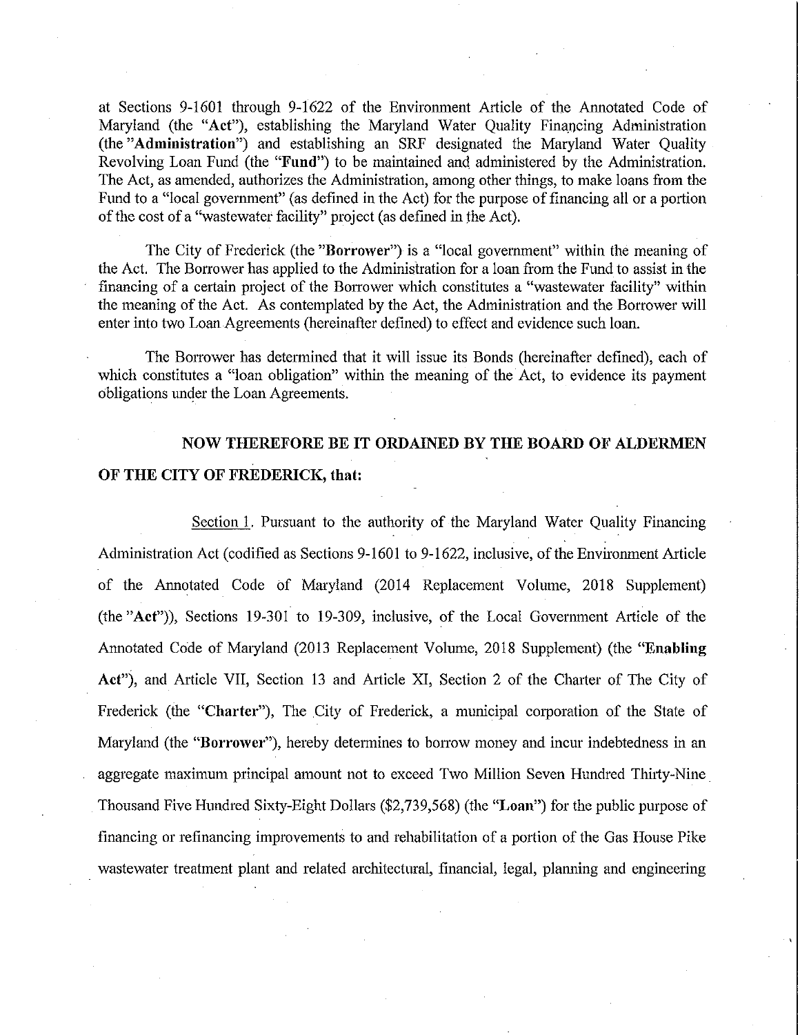at Sections 9-1601 through 9-1622 of the Environment Article of the Annotated Code of Maryland (the "**Act**"), establishing the Maryland Water Quality Financing Administration (the "**Administration**") and establishing an SRF designated the Maryland Water Quality Revolving Loan Fund (the "**Fund**") to be maintained and administered by the Administration. The Act, as amended, authorizes the Administration, among other things, to make loans from the Fund to a "local government" (as defined in the Act) for the purpose of financing all or a portion of the cost of a "wastewater facility" project (as defined in the Act).

The City of Frederick (the "**Borrower**") is a "local government" within the meaning of the Act. The Borrower has applied to the Administration for a loan from the Fund to assist in the financing of a certain project of the Borrower which constitutes a "wastewater facility" within the meaning of the Act. As contemplated by the Act, the Administration and the Borrower will enter into two Loan Agreements (hereinafter defined) to effect and evidence such loan.

The Borrower has determined that it will issue its Bonds (hereinafter defined), each of which constitutes a "loan obligation" within the meaning of the Act, to evidence its payment obligations under the Loan Agreements.

**NOW THEREFORE BE IT ORDAINED BY THE BOARD OF ALDERMEN OF THE CITY OF FREDERICK, that:**

Section 1. Pursuant to the authority of the Maryland Water Quality Financing Administration Act (codified as Sections 9-1601 to 9-1622, inclusive, of the Environment Article of the Annotated Code of Maryland (2014 Replacement Volume, 2018 Supplement) (the "**Act**")), Sections 19-301 to 19-309, inclusive, of the Local Government Article of the Annotated Code of Maryland (2013 Replacement Volume, 2018 Supplement) (the "**Enabling Act**"), and Article VII, Section 13 and Article XI, Section 2 of the Charter of The City of Frederick (the "**Charter**"), The City of Frederick, a municipal corporation of the State of Maryland (the "**Borrower**"), hereby determines to borrow money and incur indebtedness in an aggregate maximum principal amount not to exceed Two Million Seven Hundred Thirty-Nine Thousand Five Hundred Sixty-Eight Dollars ($2,739,568) (the "**Loan**") for the public purpose of financing or refinancing improvements to and rehabilitation of a portion of the Gas House Pike wastewater treatment plant and related architectural, financial, legal, planning and engineering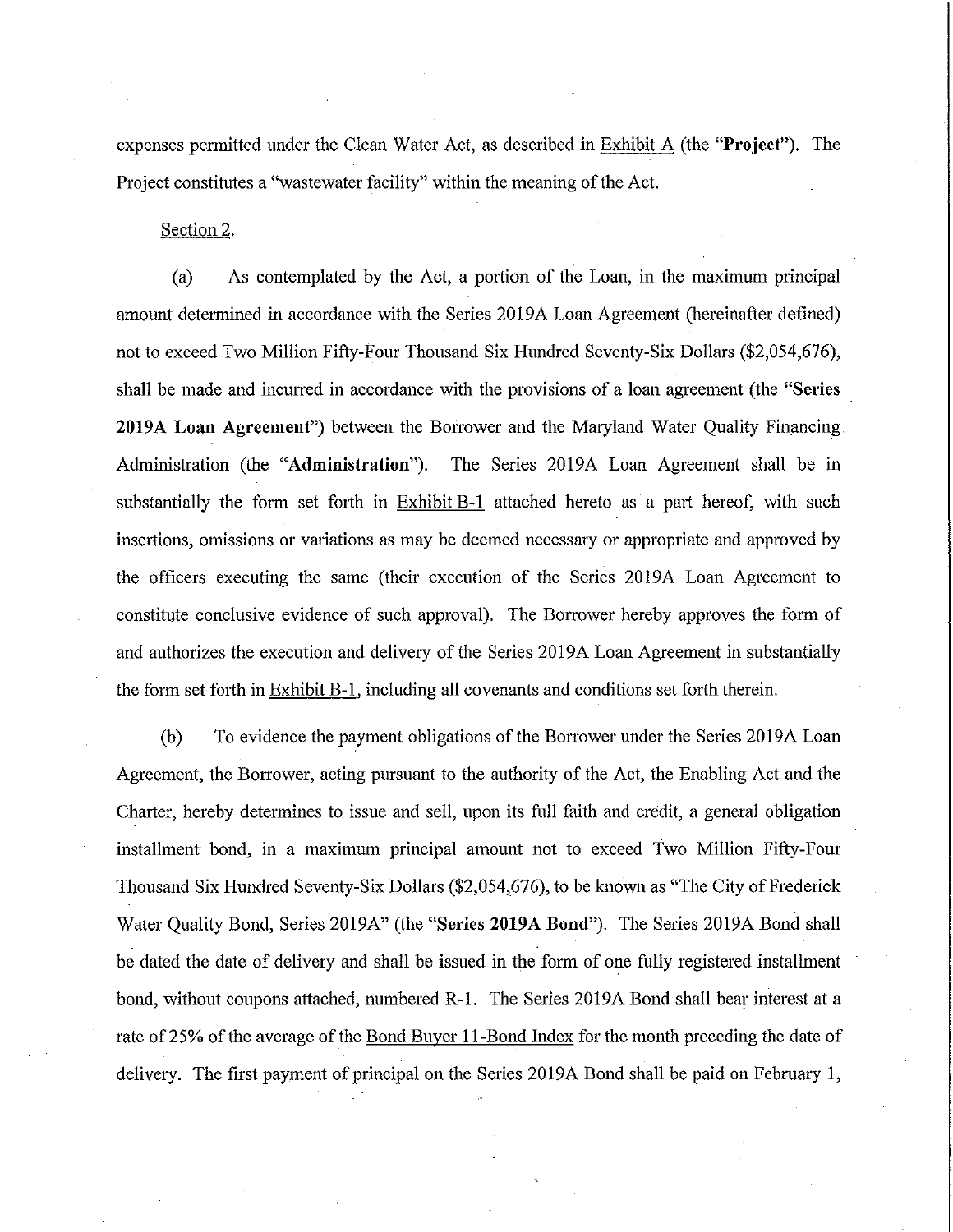expenses permitted under the Clean Water Act, as described in Exhibit A (the "**Project**"). The Project constitutes a "wastewater facility" within the meaning of the Act.

Section 2.

(a) As contemplated by the Act, a portion of the Loan, in the maximum principal amount determined in accordance with the Series 2019A Loan Agreement (hereinafter defined) not to exceed Two Million Fifty-Four Thousand Six Hundred Seventy-Six Dollars ($2,054,676), shall be made and incurred in accordance with the provisions of a loan agreement (the "**Series 2019A Loan Agreement**") between the Borrower and the Maryland Water Quality Financing Administration (the "**Administration**"). The Series 2019A Loan Agreement shall be in substantially the form set forth in Exhibit B-1 attached hereto as a part hereof, with such insertions, omissions or variations as may be deemed necessary or appropriate and approved by the officers executing the same (their execution of the Series 2019A Loan Agreement to constitute conclusive evidence of such approval). The Borrower hereby approves the form of and authorizes the execution and delivery of the Series 2019A Loan Agreement in substantially the form set forth in Exhibit B-1, including all covenants and conditions set forth therein.

(b) To evidence the payment obligations of the Borrower under the Series 2019A Loan Agreement, the Borrower, acting pursuant to the authority of the Act, the Enabling Act and the Charter, hereby determines to issue and sell, upon its full faith and credit, a general obligation installment bond, in a maximum principal amount not to exceed Two Million Fifty-Four Thousand Six Hundred Seventy-Six Dollars ($2,054,676), to be known as "The City of Frederick Water Quality Bond, Series 2019A" (the "**Series 2019A Bond**"). The Series 2019A Bond shall be dated the date of delivery and shall be issued in the form of one fully registered installment bond, without coupons attached, numbered R-1. The Series 2019A Bond shall bear interest at a rate of 25% of the average of the Bond Buyer 11-Bond Index for the month preceding the date of delivery. The first payment of principal on the Series 2019A Bond shall be paid on February 1,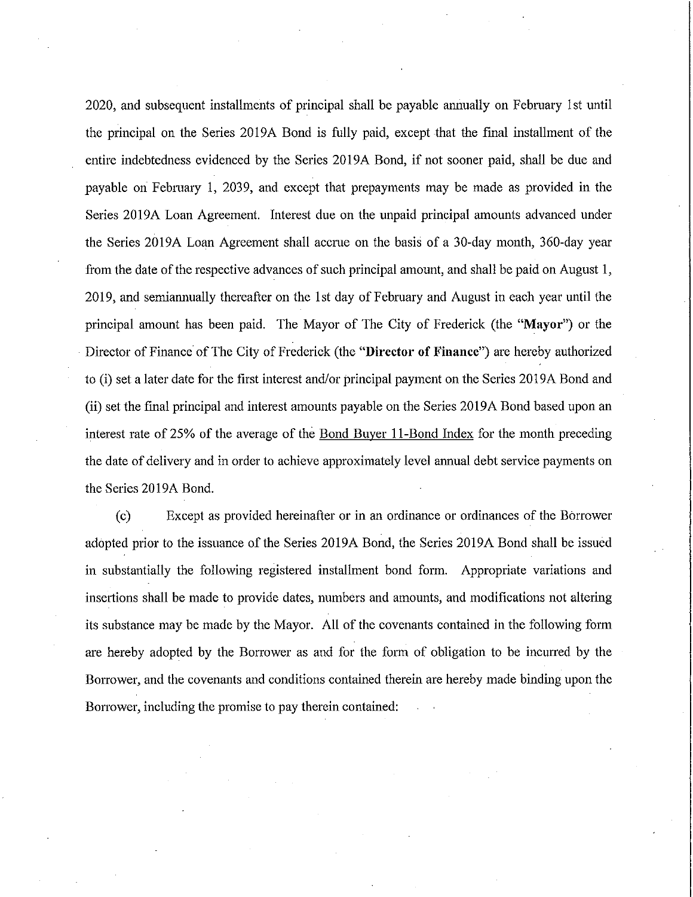2020, and subsequent installments of principal shall be payable annually on February 1st until the principal on the Series 2019A Bond is fully paid, except that the final installment of the entire indebtedness evidenced by the Series 2019A Bond, if not sooner paid, shall be due and payable on February 1, 2039, and except that prepayments may be made as provided in the Series 2019A Loan Agreement. Interest due on the unpaid principal amounts advanced under the Series 2019A Loan Agreement shall accrue on the basis of a 30-day month, 360-day year from the date of the respective advances of such principal amount, and shall be paid on August 1, 2019, and semiannually thereafter on the 1st day of February and August in each year until the principal amount has been paid. The Mayor of The City of Frederick (the "**Mayor**") or the Director of Finance of The City of Frederick (the "**Director of Finance**") are hereby authorized to (i) set a later date for the first interest and/or principal payment on the Series 2019A Bond and (ii) set the final principal and interest amounts payable on the Series 2019A Bond based upon an interest rate of 25% of the average of the Bond Buyer 11-Bond Index for the month preceding the date of delivery and in order to achieve approximately level annual debt service payments on the Series 2019A Bond.

(c) Except as provided hereinafter or in an ordinance or ordinances of the Borrower adopted prior to the issuance of the Series 2019A Bond, the Series 2019A Bond shall be issued in substantially the following registered installment bond form. Appropriate variations and insertions shall be made to provide dates, numbers and amounts, and modifications not altering its substance may be made by the Mayor. All of the covenants contained in the following form are hereby adopted by the Borrower as and for the form of obligation to be incurred by the Borrower, and the covenants and conditions contained therein are hereby made binding upon the Borrower, including the promise to pay therein contained: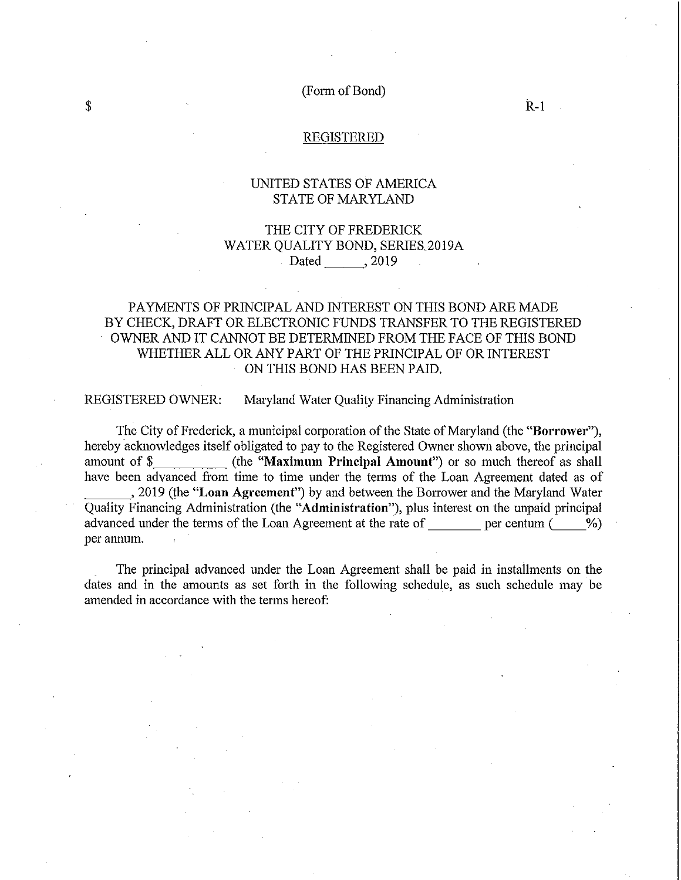(Form of Bond)

$ R-1

REGISTERED

UNITED STATES OF AMERICA
STATE OF MARYLAND

THE CITY OF FREDERICK
WATER QUALITY BOND, SERIES 2019A
Dated ______, 2019

PAYMENTS OF PRINCIPAL AND INTEREST ON THIS BOND ARE MADE BY CHECK, DRAFT OR ELECTRONIC FUNDS TRANSFER TO THE REGISTERED OWNER AND IT CANNOT BE DETERMINED FROM THE FACE OF THIS BOND WHETHER ALL OR ANY PART OF THE PRINCIPAL OF OR INTEREST ON THIS BOND HAS BEEN PAID.

REGISTERED OWNER: Maryland Water Quality Financing Administration

The City of Frederick, a municipal corporation of the State of Maryland (the "**Borrower**"), hereby acknowledges itself obligated to pay to the Registered Owner shown above, the principal amount of $__________ (the "**Maximum Principal Amount**") or so much thereof as shall have been advanced from time to time under the terms of the Loan Agreement dated as of _______, 2019 (the "**Loan Agreement**") by and between the Borrower and the Maryland Water Quality Financing Administration (the "**Administration**"), plus interest on the unpaid principal advanced under the terms of the Loan Agreement at the rate of ________ per centum (_____%) per annum.

The principal advanced under the Loan Agreement shall be paid in installments on the dates and in the amounts as set forth in the following schedule, as such schedule may be amended in accordance with the terms hereof: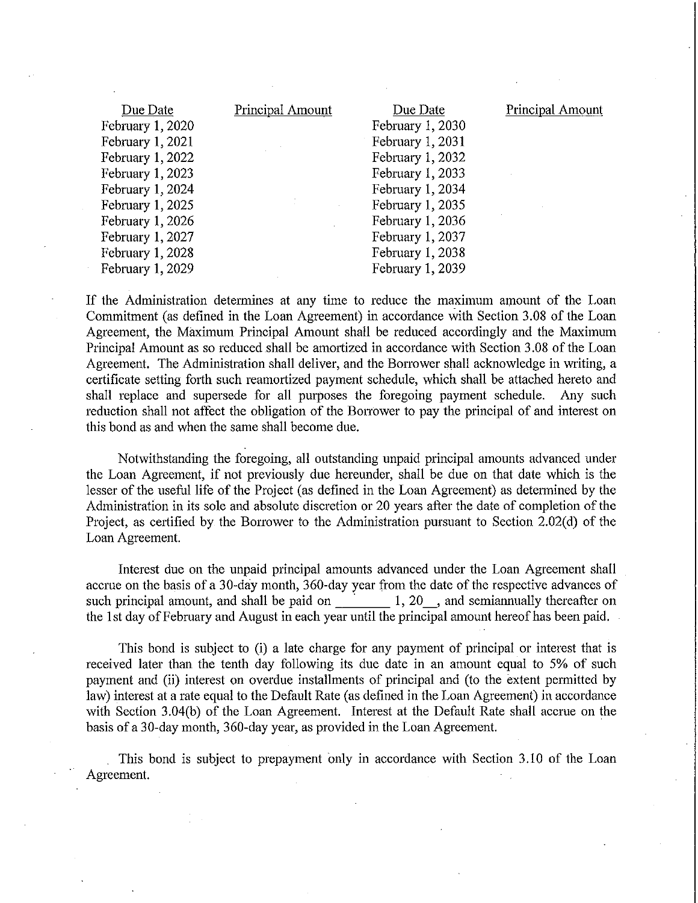| Due Date | Principal Amount | Due Date | Principal Amount |
|---|---|---|---|
| February 1, 2020 | | February 1, 2030 | |
| February 1, 2021 | | February 1, 2031 | |
| February 1, 2022 | | February 1, 2032 | |
| February 1, 2023 | | February 1, 2033 | |
| February 1, 2024 | | February 1, 2034 | |
| February 1, 2025 | | February 1, 2035 | |
| February 1, 2026 | | February 1, 2036 | |
| February 1, 2027 | | February 1, 2037 | |
| February 1, 2028 | | February 1, 2038 | |
| February 1, 2029 | | February 1, 2039 | |

If the Administration determines at any time to reduce the maximum amount of the Loan Commitment (as defined in the Loan Agreement) in accordance with Section 3.08 of the Loan Agreement, the Maximum Principal Amount shall be reduced accordingly and the Maximum Principal Amount as so reduced shall be amortized in accordance with Section 3.08 of the Loan Agreement. The Administration shall deliver, and the Borrower shall acknowledge in writing, a certificate setting forth such reamortized payment schedule, which shall be attached hereto and shall replace and supersede for all purposes the foregoing payment schedule. Any such reduction shall not affect the obligation of the Borrower to pay the principal of and interest on this bond as and when the same shall become due.

Notwithstanding the foregoing, all outstanding unpaid principal amounts advanced under the Loan Agreement, if not previously due hereunder, shall be due on that date which is the lesser of the useful life of the Project (as defined in the Loan Agreement) as determined by the Administration in its sole and absolute discretion or 20 years after the date of completion of the Project, as certified by the Borrower to the Administration pursuant to Section 2.02(d) of the Loan Agreement.

Interest due on the unpaid principal amounts advanced under the Loan Agreement shall accrue on the basis of a 30-day month, 360-day year from the date of the respective advances of such principal amount, and shall be paid on ________ 1, 20__, and semiannually thereafter on the 1st day of February and August in each year until the principal amount hereof has been paid.

This bond is subject to (i) a late charge for any payment of principal or interest that is received later than the tenth day following its due date in an amount equal to 5% of such payment and (ii) interest on overdue installments of principal and (to the extent permitted by law) interest at a rate equal to the Default Rate (as defined in the Loan Agreement) in accordance with Section 3.04(b) of the Loan Agreement. Interest at the Default Rate shall accrue on the basis of a 30-day month, 360-day year, as provided in the Loan Agreement.

This bond is subject to prepayment only in accordance with Section 3.10 of the Loan Agreement.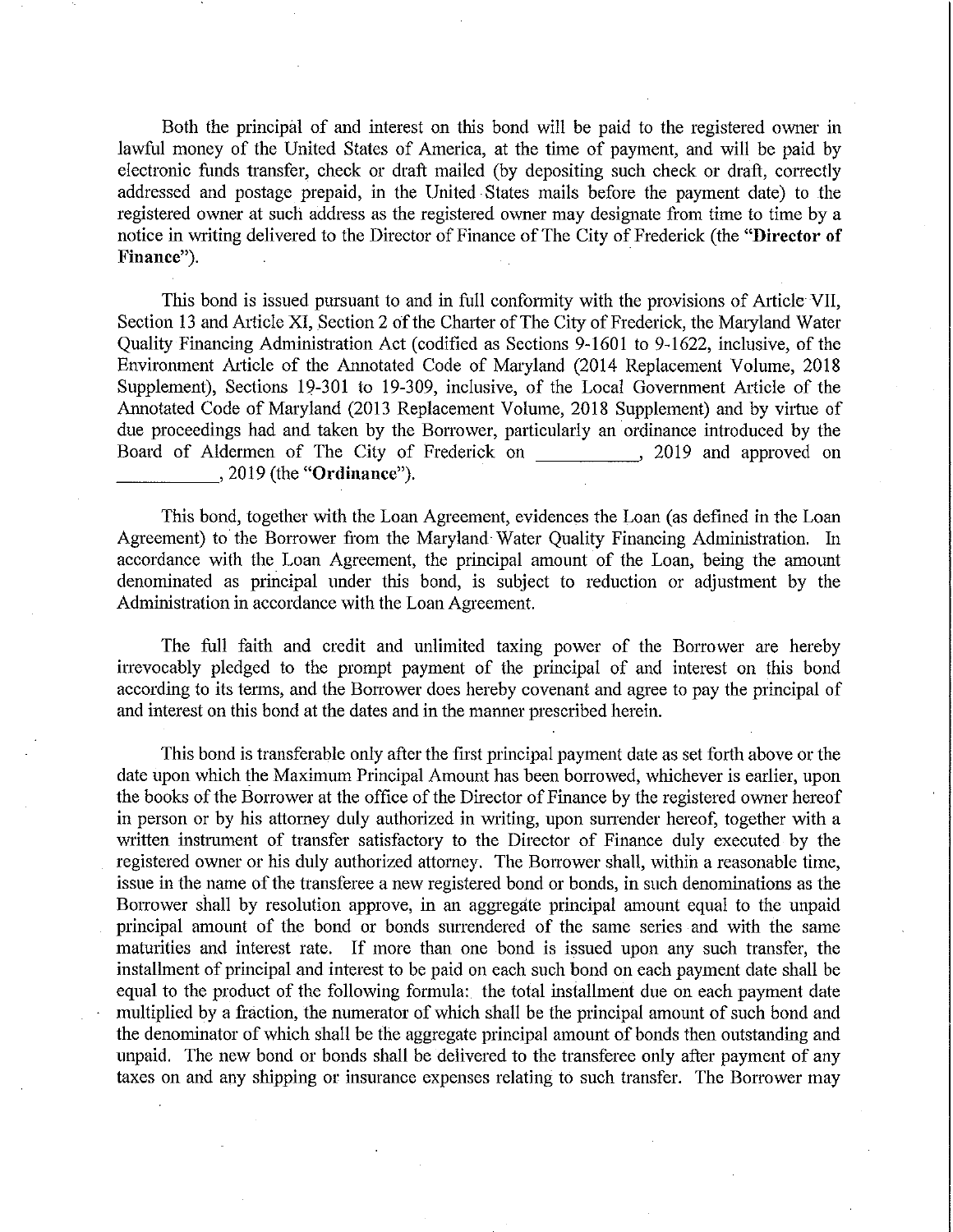Both the principal of and interest on this bond will be paid to the registered owner in lawful money of the United States of America, at the time of payment, and will be paid by electronic funds transfer, check or draft mailed (by depositing such check or draft, correctly addressed and postage prepaid, in the United States mails before the payment date) to the registered owner at such address as the registered owner may designate from time to time by a notice in writing delivered to the Director of Finance of The City of Frederick (the "**Director of Finance**").

This bond is issued pursuant to and in full conformity with the provisions of Article VII, Section 13 and Article XI, Section 2 of the Charter of The City of Frederick, the Maryland Water Quality Financing Administration Act (codified as Sections 9-1601 to 9-1622, inclusive, of the Environment Article of the Annotated Code of Maryland (2014 Replacement Volume, 2018 Supplement), Sections 19-301 to 19-309, inclusive, of the Local Government Article of the Annotated Code of Maryland (2013 Replacement Volume, 2018 Supplement) and by virtue of due proceedings had and taken by the Borrower, particularly an ordinance introduced by the Board of Aldermen of The City of Frederick on \_\_\_\_\_\_\_\_\_\_\_, 2019 and approved on \_\_\_\_\_\_\_\_\_\_\_, 2019 (the "**Ordinance**").

This bond, together with the Loan Agreement, evidences the Loan (as defined in the Loan Agreement) to the Borrower from the Maryland Water Quality Financing Administration. In accordance with the Loan Agreement, the principal amount of the Loan, being the amount denominated as principal under this bond, is subject to reduction or adjustment by the Administration in accordance with the Loan Agreement.

The full faith and credit and unlimited taxing power of the Borrower are hereby irrevocably pledged to the prompt payment of the principal of and interest on this bond according to its terms, and the Borrower does hereby covenant and agree to pay the principal of and interest on this bond at the dates and in the manner prescribed herein.

This bond is transferable only after the first principal payment date as set forth above or the date upon which the Maximum Principal Amount has been borrowed, whichever is earlier, upon the books of the Borrower at the office of the Director of Finance by the registered owner hereof in person or by his attorney duly authorized in writing, upon surrender hereof, together with a written instrument of transfer satisfactory to the Director of Finance duly executed by the registered owner or his duly authorized attorney. The Borrower shall, within a reasonable time, issue in the name of the transferee a new registered bond or bonds, in such denominations as the Borrower shall by resolution approve, in an aggregate principal amount equal to the unpaid principal amount of the bond or bonds surrendered of the same series and with the same maturities and interest rate. If more than one bond is issued upon any such transfer, the installment of principal and interest to be paid on each such bond on each payment date shall be equal to the product of the following formula: the total installment due on each payment date multiplied by a fraction, the numerator of which shall be the principal amount of such bond and the denominator of which shall be the aggregate principal amount of bonds then outstanding and unpaid. The new bond or bonds shall be delivered to the transferee only after payment of any taxes on and any shipping or insurance expenses relating to such transfer. The Borrower may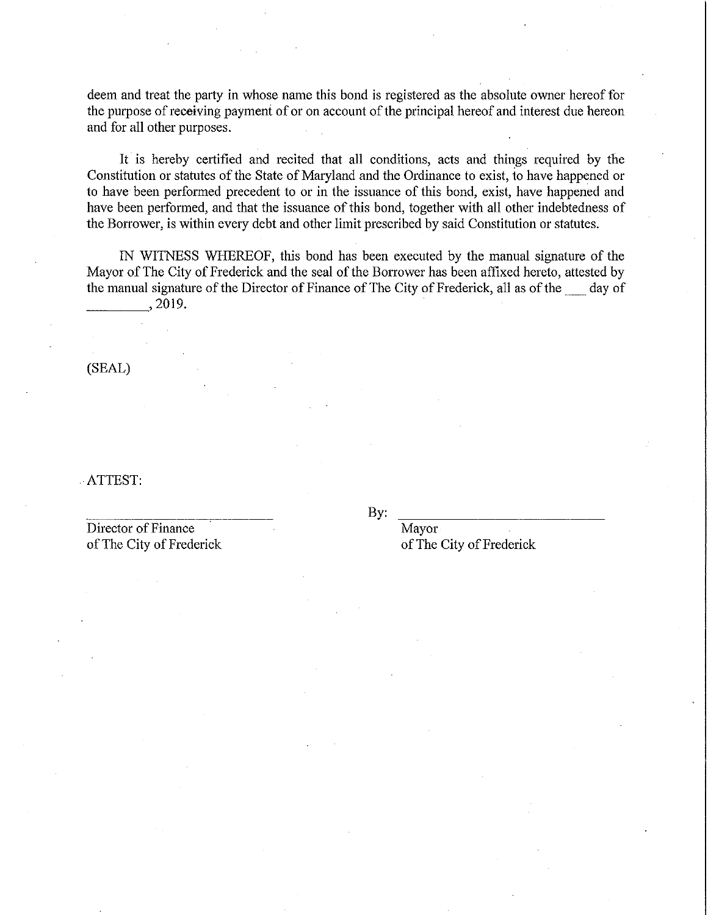deem and treat the party in whose name this bond is registered as the absolute owner hereof for the purpose of receiving payment of or on account of the principal hereof and interest due hereon and for all other purposes.

It is hereby certified and recited that all conditions, acts and things required by the Constitution or statutes of the State of Maryland and the Ordinance to exist, to have happened or to have been performed precedent to or in the issuance of this bond, exist, have happened and have been performed, and that the issuance of this bond, together with all other indebtedness of the Borrower, is within every debt and other limit prescribed by said Constitution or statutes.

IN WITNESS WHEREOF, this bond has been executed by the manual signature of the Mayor of The City of Frederick and the seal of the Borrower has been affixed hereto, attested by the manual signature of the Director of Finance of The City of Frederick, all as of the ___ day of _________, 2019.

(SEAL)

ATTEST:

| | |
|---|---|
| ___________________________ | By: ___________________________ |
| Director of Finance of The City of Frederick | Mayor of The City of Frederick |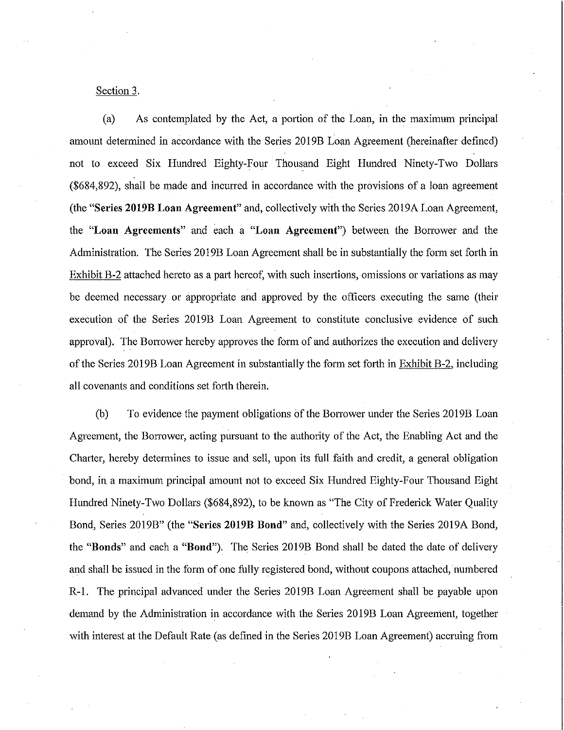Section 3.

(a) As contemplated by the Act, a portion of the Loan, in the maximum principal amount determined in accordance with the Series 2019B Loan Agreement (hereinafter defined) not to exceed Six Hundred Eighty-Four Thousand Eight Hundred Ninety-Two Dollars ($684,892), shall be made and incurred in accordance with the provisions of a loan agreement (the "**Series 2019B Loan Agreement**" and, collectively with the Series 2019A Loan Agreement, the "**Loan Agreements**" and each a "**Loan Agreement**") between the Borrower and the Administration. The Series 2019B Loan Agreement shall be in substantially the form set forth in Exhibit B-2 attached hereto as a part hereof, with such insertions, omissions or variations as may be deemed necessary or appropriate and approved by the officers executing the same (their execution of the Series 2019B Loan Agreement to constitute conclusive evidence of such approval). The Borrower hereby approves the form of and authorizes the execution and delivery of the Series 2019B Loan Agreement in substantially the form set forth in Exhibit B-2, including all covenants and conditions set forth therein.

(b) To evidence the payment obligations of the Borrower under the Series 2019B Loan Agreement, the Borrower, acting pursuant to the authority of the Act, the Enabling Act and the Charter, hereby determines to issue and sell, upon its full faith and credit, a general obligation bond, in a maximum principal amount not to exceed Six Hundred Eighty-Four Thousand Eight Hundred Ninety-Two Dollars ($684,892), to be known as "The City of Frederick Water Quality Bond, Series 2019B" (the "**Series 2019B Bond**" and, collectively with the Series 2019A Bond, the "**Bonds**" and each a "**Bond**"). The Series 2019B Bond shall be dated the date of delivery and shall be issued in the form of one fully registered bond, without coupons attached, numbered R-1. The principal advanced under the Series 2019B Loan Agreement shall be payable upon demand by the Administration in accordance with the Series 2019B Loan Agreement, together with interest at the Default Rate (as defined in the Series 2019B Loan Agreement) accruing from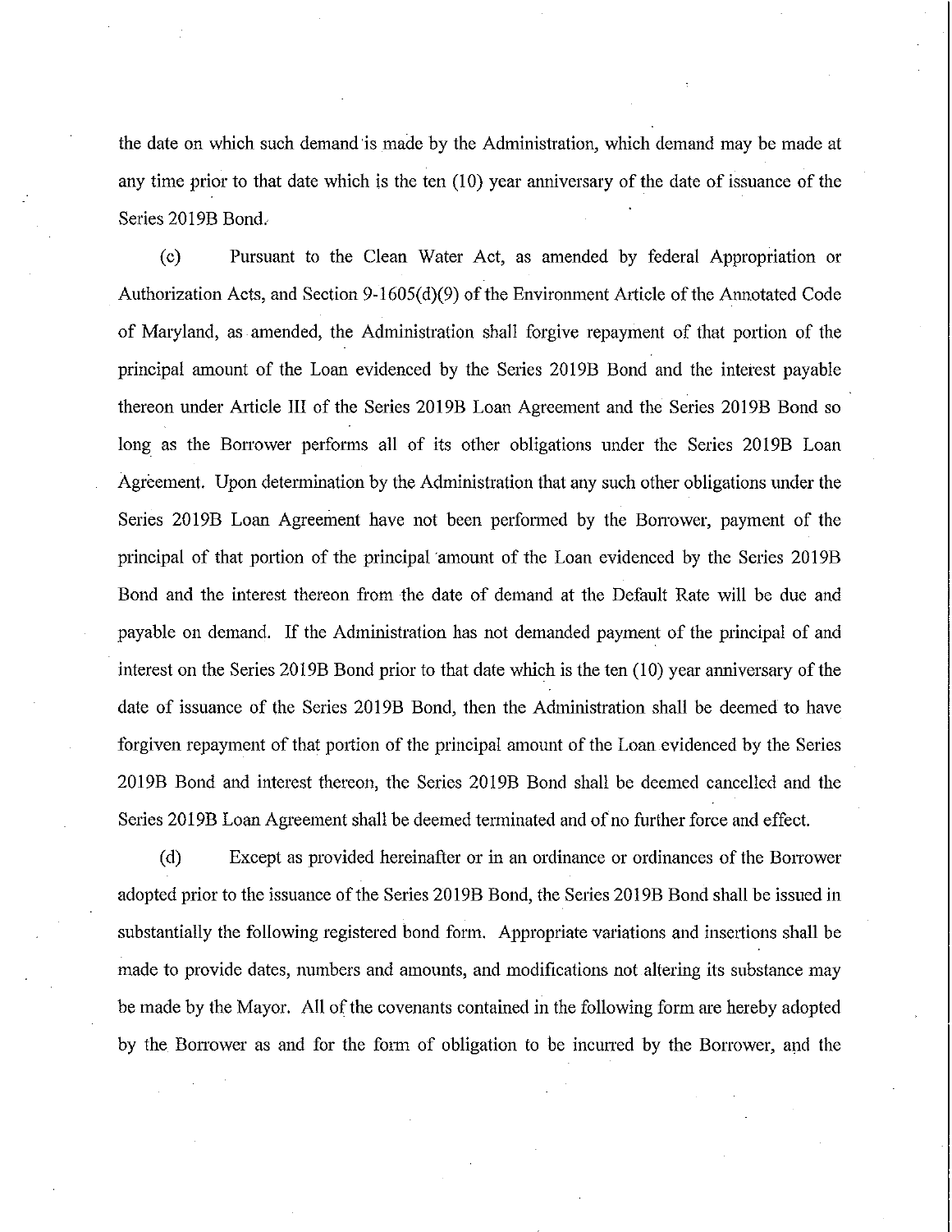the date on which such demand is made by the Administration, which demand may be made at any time prior to that date which is the ten (10) year anniversary of the date of issuance of the Series 2019B Bond.

(c) Pursuant to the Clean Water Act, as amended by federal Appropriation or Authorization Acts, and Section 9-1605(d)(9) of the Environment Article of the Annotated Code of Maryland, as amended, the Administration shall forgive repayment of that portion of the principal amount of the Loan evidenced by the Series 2019B Bond and the interest payable thereon under Article III of the Series 2019B Loan Agreement and the Series 2019B Bond so long as the Borrower performs all of its other obligations under the Series 2019B Loan Agreement. Upon determination by the Administration that any such other obligations under the Series 2019B Loan Agreement have not been performed by the Borrower, payment of the principal of that portion of the principal amount of the Loan evidenced by the Series 2019B Bond and the interest thereon from the date of demand at the Default Rate will be due and payable on demand. If the Administration has not demanded payment of the principal of and interest on the Series 2019B Bond prior to that date which is the ten (10) year anniversary of the date of issuance of the Series 2019B Bond, then the Administration shall be deemed to have forgiven repayment of that portion of the principal amount of the Loan evidenced by the Series 2019B Bond and interest thereon, the Series 2019B Bond shall be deemed cancelled and the Series 2019B Loan Agreement shall be deemed terminated and of no further force and effect.

(d) Except as provided hereinafter or in an ordinance or ordinances of the Borrower adopted prior to the issuance of the Series 2019B Bond, the Series 2019B Bond shall be issued in substantially the following registered bond form. Appropriate variations and insertions shall be made to provide dates, numbers and amounts, and modifications not altering its substance may be made by the Mayor. All of the covenants contained in the following form are hereby adopted by the Borrower as and for the form of obligation to be incurred by the Borrower, and the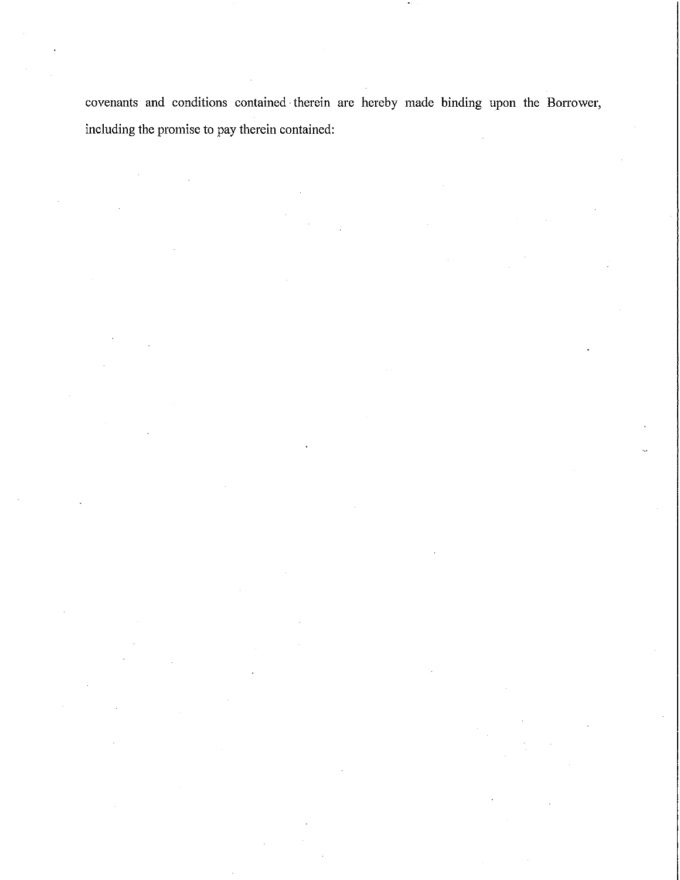covenants and conditions contained therein are hereby made binding upon the Borrower, including the promise to pay therein contained: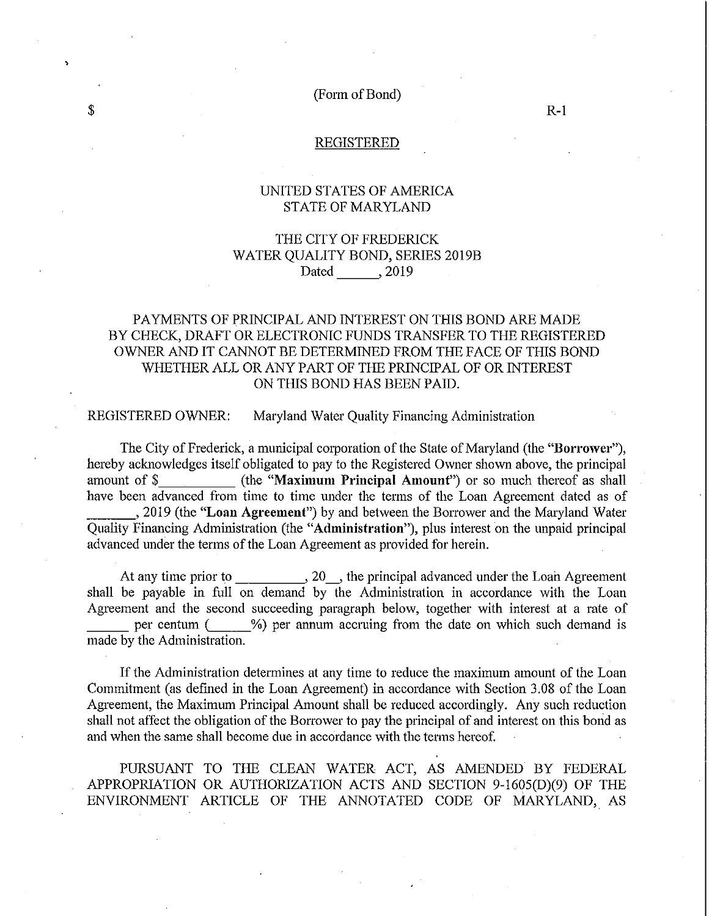(Form of Bond)

$ R-1

REGISTERED

UNITED STATES OF AMERICA
STATE OF MARYLAND

THE CITY OF FREDERICK
WATER QUALITY BOND, SERIES 2019B
Dated ______, 2019

PAYMENTS OF PRINCIPAL AND INTEREST ON THIS BOND ARE MADE BY CHECK, DRAFT OR ELECTRONIC FUNDS TRANSFER TO THE REGISTERED OWNER AND IT CANNOT BE DETERMINED FROM THE FACE OF THIS BOND WHETHER ALL OR ANY PART OF THE PRINCIPAL OF OR INTEREST ON THIS BOND HAS BEEN PAID.

REGISTERED OWNER: Maryland Water Quality Financing Administration

The City of Frederick, a municipal corporation of the State of Maryland (the "**Borrower**"), hereby acknowledges itself obligated to pay to the Registered Owner shown above, the principal amount of $__________ (the "**Maximum Principal Amount**") or so much thereof as shall have been advanced from time to time under the terms of the Loan Agreement dated as of _______, 2019 (the "**Loan Agreement**") by and between the Borrower and the Maryland Water Quality Financing Administration (the "**Administration**"), plus interest on the unpaid principal advanced under the terms of the Loan Agreement as provided for herein.

At any time prior to _________, 20__, the principal advanced under the Loan Agreement shall be payable in full on demand by the Administration in accordance with the Loan Agreement and the second succeeding paragraph below, together with interest at a rate of ______ per centum (_____%) per annum accruing from the date on which such demand is made by the Administration.

If the Administration determines at any time to reduce the maximum amount of the Loan Commitment (as defined in the Loan Agreement) in accordance with Section 3.08 of the Loan Agreement, the Maximum Principal Amount shall be reduced accordingly. Any such reduction shall not affect the obligation of the Borrower to pay the principal of and interest on this bond as and when the same shall become due in accordance with the terms hereof.

PURSUANT TO THE CLEAN WATER ACT, AS AMENDED BY FEDERAL APPROPRIATION OR AUTHORIZATION ACTS AND SECTION 9-1605(D)(9) OF THE ENVIRONMENT ARTICLE OF THE ANNOTATED CODE OF MARYLAND, AS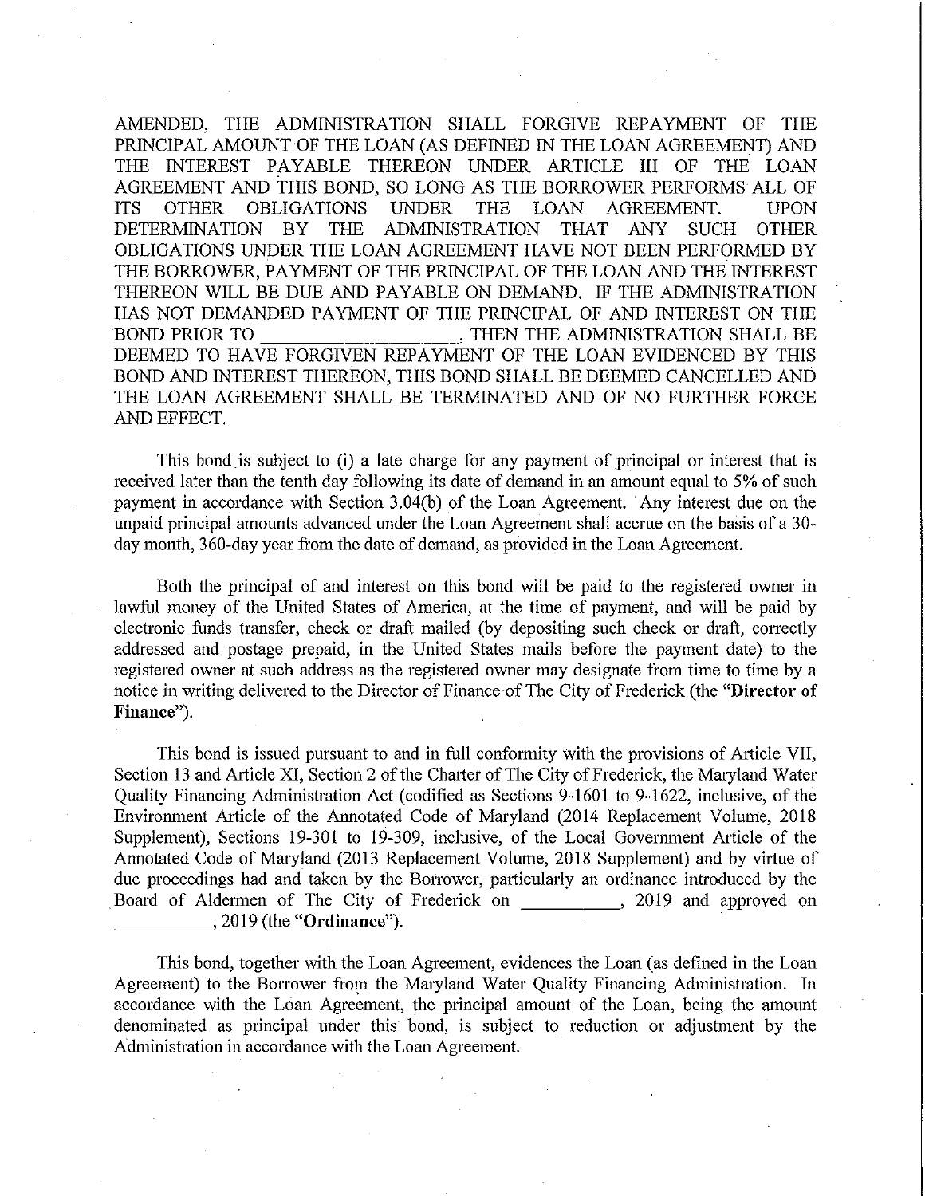AMENDED, THE ADMINISTRATION SHALL FORGIVE REPAYMENT OF THE PRINCIPAL AMOUNT OF THE LOAN (AS DEFINED IN THE LOAN AGREEMENT) AND THE INTEREST PAYABLE THEREON UNDER ARTICLE III OF THE LOAN AGREEMENT AND THIS BOND, SO LONG AS THE BORROWER PERFORMS ALL OF ITS OTHER OBLIGATIONS UNDER THE LOAN AGREEMENT. UPON DETERMINATION BY THE ADMINISTRATION THAT ANY SUCH OTHER OBLIGATIONS UNDER THE LOAN AGREEMENT HAVE NOT BEEN PERFORMED BY THE BORROWER, PAYMENT OF THE PRINCIPAL OF THE LOAN AND THE INTEREST THEREON WILL BE DUE AND PAYABLE ON DEMAND. IF THE ADMINISTRATION HAS NOT DEMANDED PAYMENT OF THE PRINCIPAL OF AND INTEREST ON THE BOND PRIOR TO \_\_\_\_\_\_\_\_\_\_\_\_\_\_\_\_\_\_\_\_, THEN THE ADMINISTRATION SHALL BE DEEMED TO HAVE FORGIVEN REPAYMENT OF THE LOAN EVIDENCED BY THIS BOND AND INTEREST THEREON, THIS BOND SHALL BE DEEMED CANCELLED AND THE LOAN AGREEMENT SHALL BE TERMINATED AND OF NO FURTHER FORCE AND EFFECT.

This bond is subject to (i) a late charge for any payment of principal or interest that is received later than the tenth day following its date of demand in an amount equal to 5% of such payment in accordance with Section 3.04(b) of the Loan Agreement. Any interest due on the unpaid principal amounts advanced under the Loan Agreement shall accrue on the basis of a 30-day month, 360-day year from the date of demand, as provided in the Loan Agreement.

Both the principal of and interest on this bond will be paid to the registered owner in lawful money of the United States of America, at the time of payment, and will be paid by electronic funds transfer, check or draft mailed (by depositing such check or draft, correctly addressed and postage prepaid, in the United States mails before the payment date) to the registered owner at such address as the registered owner may designate from time to time by a notice in writing delivered to the Director of Finance of The City of Frederick (the "**Director of Finance**").

This bond is issued pursuant to and in full conformity with the provisions of Article VII, Section 13 and Article XI, Section 2 of the Charter of The City of Frederick, the Maryland Water Quality Financing Administration Act (codified as Sections 9-1601 to 9-1622, inclusive, of the Environment Article of the Annotated Code of Maryland (2014 Replacement Volume, 2018 Supplement), Sections 19-301 to 19-309, inclusive, of the Local Government Article of the Annotated Code of Maryland (2013 Replacement Volume, 2018 Supplement) and by virtue of due proceedings had and taken by the Borrower, particularly an ordinance introduced by the Board of Aldermen of The City of Frederick on \_\_\_\_\_\_\_\_\_\_, 2019 and approved on \_\_\_\_\_\_\_\_\_\_, 2019 (the "**Ordinance**").

This bond, together with the Loan Agreement, evidences the Loan (as defined in the Loan Agreement) to the Borrower from the Maryland Water Quality Financing Administration. In accordance with the Loan Agreement, the principal amount of the Loan, being the amount denominated as principal under this bond, is subject to reduction or adjustment by the Administration in accordance with the Loan Agreement.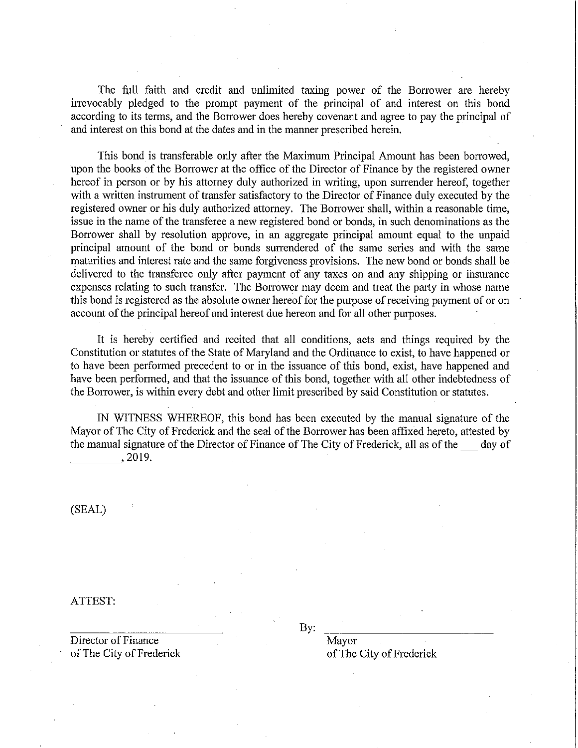The full faith and credit and unlimited taxing power of the Borrower are hereby irrevocably pledged to the prompt payment of the principal of and interest on this bond according to its terms, and the Borrower does hereby covenant and agree to pay the principal of and interest on this bond at the dates and in the manner prescribed herein.

This bond is transferable only after the Maximum Principal Amount has been borrowed, upon the books of the Borrower at the office of the Director of Finance by the registered owner hereof in person or by his attorney duly authorized in writing, upon surrender hereof, together with a written instrument of transfer satisfactory to the Director of Finance duly executed by the registered owner or his duly authorized attorney. The Borrower shall, within a reasonable time, issue in the name of the transferee a new registered bond or bonds, in such denominations as the Borrower shall by resolution approve, in an aggregate principal amount equal to the unpaid principal amount of the bond or bonds surrendered of the same series and with the same maturities and interest rate and the same forgiveness provisions. The new bond or bonds shall be delivered to the transferee only after payment of any taxes on and any shipping or insurance expenses relating to such transfer. The Borrower may deem and treat the party in whose name this bond is registered as the absolute owner hereof for the purpose of receiving payment of or on account of the principal hereof and interest due hereon and for all other purposes.

It is hereby certified and recited that all conditions, acts and things required by the Constitution or statutes of the State of Maryland and the Ordinance to exist, to have happened or to have been performed precedent to or in the issuance of this bond, exist, have happened and have been performed, and that the issuance of this bond, together with all other indebtedness of the Borrower, is within every debt and other limit prescribed by said Constitution or statutes.

IN WITNESS WHEREOF, this bond has been executed by the manual signature of the Mayor of The City of Frederick and the seal of the Borrower has been affixed hereto, attested by the manual signature of the Director of Finance of The City of Frederick, all as of the ___ day of _________, 2019.

(SEAL)

ATTEST:

_________________________
Director of Finance
of The City of Frederick

By: _________________________
Mayor
of The City of Frederick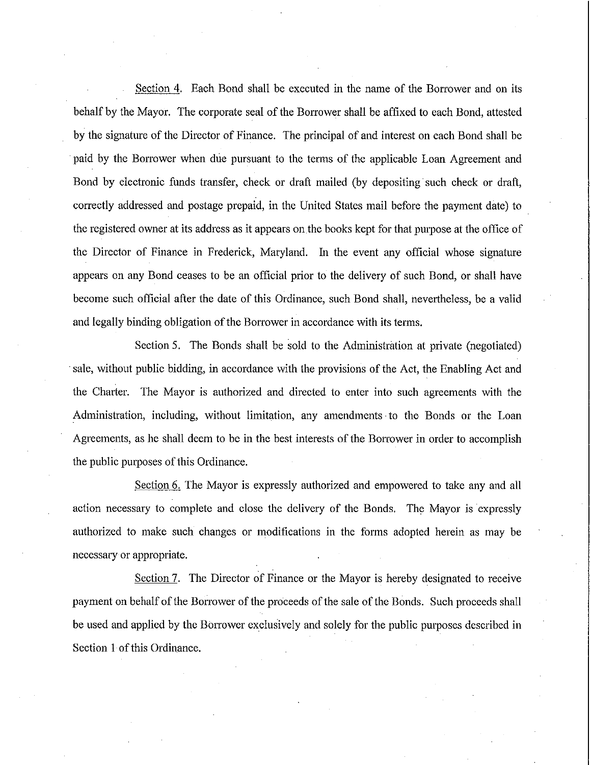Section 4. Each Bond shall be executed in the name of the Borrower and on its behalf by the Mayor. The corporate seal of the Borrower shall be affixed to each Bond, attested by the signature of the Director of Finance. The principal of and interest on each Bond shall be paid by the Borrower when due pursuant to the terms of the applicable Loan Agreement and Bond by electronic funds transfer, check or draft mailed (by depositing such check or draft, correctly addressed and postage prepaid, in the United States mail before the payment date) to the registered owner at its address as it appears on the books kept for that purpose at the office of the Director of Finance in Frederick, Maryland. In the event any official whose signature appears on any Bond ceases to be an official prior to the delivery of such Bond, or shall have become such official after the date of this Ordinance, such Bond shall, nevertheless, be a valid and legally binding obligation of the Borrower in accordance with its terms.

Section 5. The Bonds shall be sold to the Administration at private (negotiated) sale, without public bidding, in accordance with the provisions of the Act, the Enabling Act and the Charter. The Mayor is authorized and directed to enter into such agreements with the Administration, including, without limitation, any amendments to the Bonds or the Loan Agreements, as he shall deem to be in the best interests of the Borrower in order to accomplish the public purposes of this Ordinance.

Section 6. The Mayor is expressly authorized and empowered to take any and all action necessary to complete and close the delivery of the Bonds. The Mayor is expressly authorized to make such changes or modifications in the forms adopted herein as may be necessary or appropriate.

Section 7. The Director of Finance or the Mayor is hereby designated to receive payment on behalf of the Borrower of the proceeds of the sale of the Bonds. Such proceeds shall be used and applied by the Borrower exclusively and solely for the public purposes described in Section 1 of this Ordinance.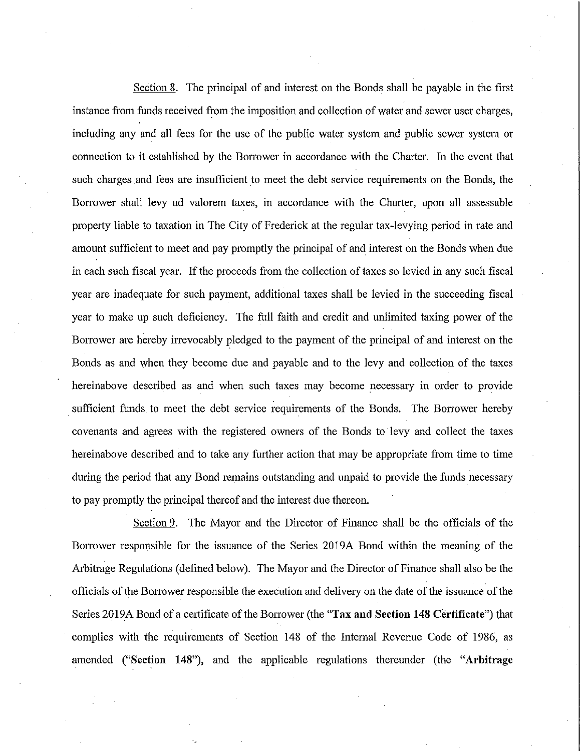Section 8. The principal of and interest on the Bonds shall be payable in the first instance from funds received from the imposition and collection of water and sewer user charges, including any and all fees for the use of the public water system and public sewer system or connection to it established by the Borrower in accordance with the Charter. In the event that such charges and fees are insufficient to meet the debt service requirements on the Bonds, the Borrower shall levy ad valorem taxes, in accordance with the Charter, upon all assessable property liable to taxation in The City of Frederick at the regular tax-levying period in rate and amount sufficient to meet and pay promptly the principal of and interest on the Bonds when due in each such fiscal year. If the proceeds from the collection of taxes so levied in any such fiscal year are inadequate for such payment, additional taxes shall be levied in the succeeding fiscal year to make up such deficiency. The full faith and credit and unlimited taxing power of the Borrower are hereby irrevocably pledged to the payment of the principal of and interest on the Bonds as and when they become due and payable and to the levy and collection of the taxes hereinabove described as and when such taxes may become necessary in order to provide sufficient funds to meet the debt service requirements of the Bonds. The Borrower hereby covenants and agrees with the registered owners of the Bonds to levy and collect the taxes hereinabove described and to take any further action that may be appropriate from time to time during the period that any Bond remains outstanding and unpaid to provide the funds necessary to pay promptly the principal thereof and the interest due thereon.

Section 9. The Mayor and the Director of Finance shall be the officials of the Borrower responsible for the issuance of the Series 2019A Bond within the meaning of the Arbitrage Regulations (defined below). The Mayor and the Director of Finance shall also be the officials of the Borrower responsible the execution and delivery on the date of the issuance of the Series 2019A Bond of a certificate of the Borrower (the "**Tax and Section 148 Certificate**") that complies with the requirements of Section 148 of the Internal Revenue Code of 1986, as amended ("**Section 148**"), and the applicable regulations thereunder (the "**Arbitrage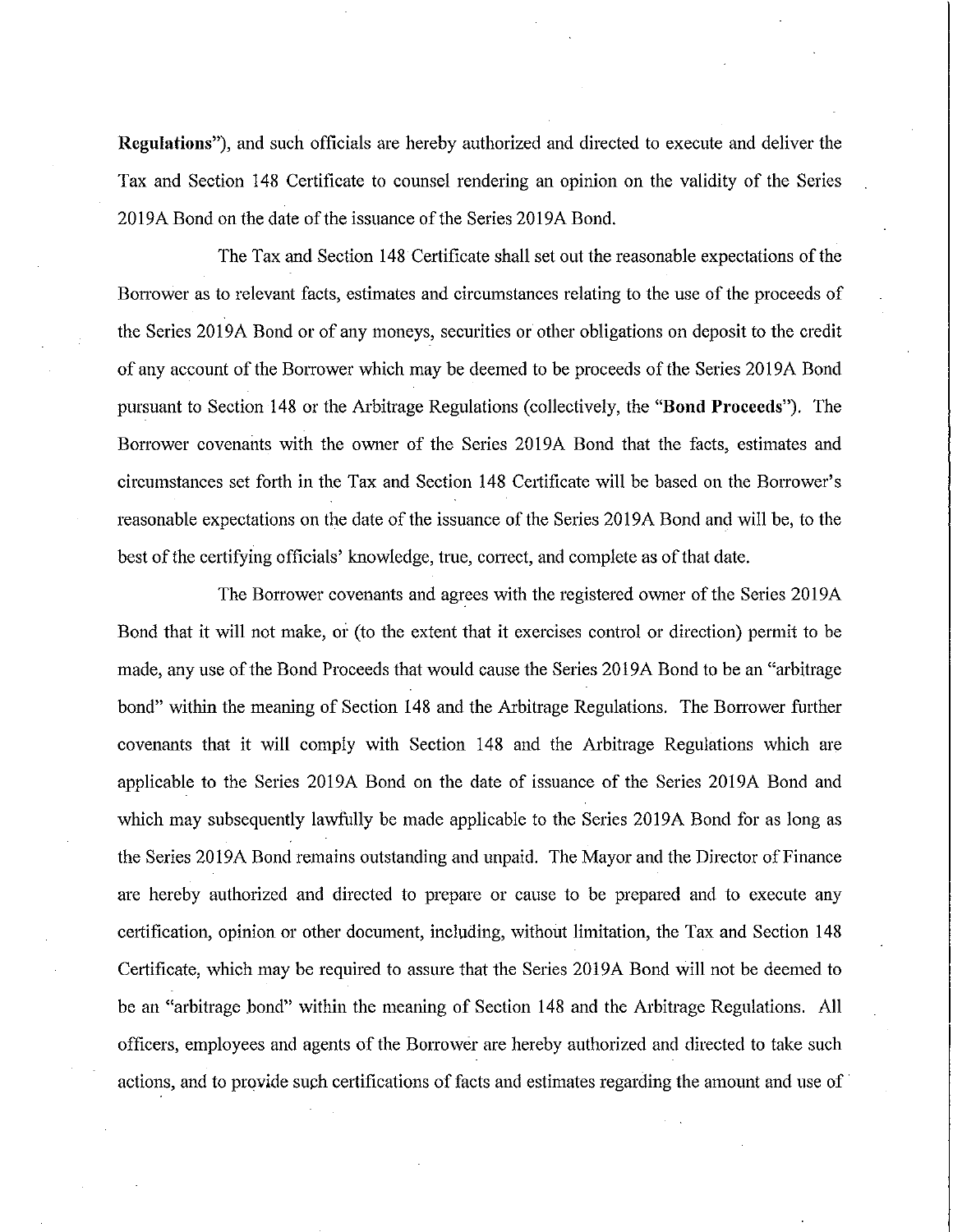**Regulations**"), and such officials are hereby authorized and directed to execute and deliver the Tax and Section 148 Certificate to counsel rendering an opinion on the validity of the Series 2019A Bond on the date of the issuance of the Series 2019A Bond.

The Tax and Section 148 Certificate shall set out the reasonable expectations of the Borrower as to relevant facts, estimates and circumstances relating to the use of the proceeds of the Series 2019A Bond or of any moneys, securities or other obligations on deposit to the credit of any account of the Borrower which may be deemed to be proceeds of the Series 2019A Bond pursuant to Section 148 or the Arbitrage Regulations (collectively, the "**Bond Proceeds**"). The Borrower covenants with the owner of the Series 2019A Bond that the facts, estimates and circumstances set forth in the Tax and Section 148 Certificate will be based on the Borrower's reasonable expectations on the date of the issuance of the Series 2019A Bond and will be, to the best of the certifying officials' knowledge, true, correct, and complete as of that date.

The Borrower covenants and agrees with the registered owner of the Series 2019A Bond that it will not make, or (to the extent that it exercises control or direction) permit to be made, any use of the Bond Proceeds that would cause the Series 2019A Bond to be an "arbitrage bond" within the meaning of Section 148 and the Arbitrage Regulations. The Borrower further covenants that it will comply with Section 148 and the Arbitrage Regulations which are applicable to the Series 2019A Bond on the date of issuance of the Series 2019A Bond and which may subsequently lawfully be made applicable to the Series 2019A Bond for as long as the Series 2019A Bond remains outstanding and unpaid. The Mayor and the Director of Finance are hereby authorized and directed to prepare or cause to be prepared and to execute any certification, opinion or other document, including, without limitation, the Tax and Section 148 Certificate, which may be required to assure that the Series 2019A Bond will not be deemed to be an "arbitrage bond" within the meaning of Section 148 and the Arbitrage Regulations. All officers, employees and agents of the Borrower are hereby authorized and directed to take such actions, and to provide such certifications of facts and estimates regarding the amount and use of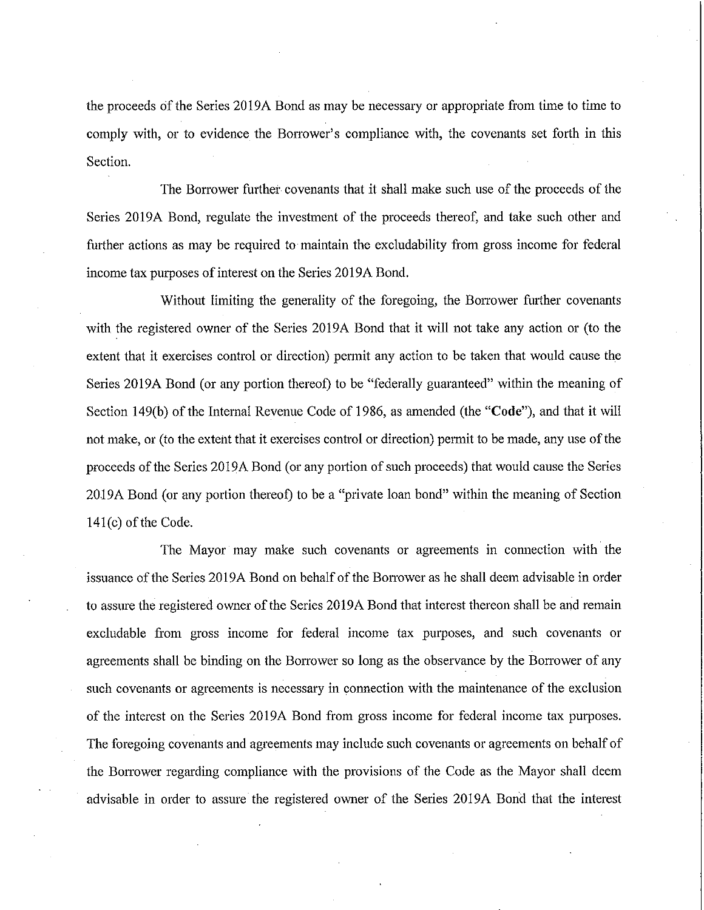the proceeds of the Series 2019A Bond as may be necessary or appropriate from time to time to comply with, or to evidence the Borrower's compliance with, the covenants set forth in this Section.

The Borrower further covenants that it shall make such use of the proceeds of the Series 2019A Bond, regulate the investment of the proceeds thereof, and take such other and further actions as may be required to maintain the excludability from gross income for federal income tax purposes of interest on the Series 2019A Bond.

Without limiting the generality of the foregoing, the Borrower further covenants with the registered owner of the Series 2019A Bond that it will not take any action or (to the extent that it exercises control or direction) permit any action to be taken that would cause the Series 2019A Bond (or any portion thereof) to be "federally guaranteed" within the meaning of Section 149(b) of the Internal Revenue Code of 1986, as amended (the "**Code**"), and that it will not make, or (to the extent that it exercises control or direction) permit to be made, any use of the proceeds of the Series 2019A Bond (or any portion of such proceeds) that would cause the Series 2019A Bond (or any portion thereof) to be a "private loan bond" within the meaning of Section 141(c) of the Code.

The Mayor may make such covenants or agreements in connection with the issuance of the Series 2019A Bond on behalf of the Borrower as he shall deem advisable in order to assure the registered owner of the Series 2019A Bond that interest thereon shall be and remain excludable from gross income for federal income tax purposes, and such covenants or agreements shall be binding on the Borrower so long as the observance by the Borrower of any such covenants or agreements is necessary in connection with the maintenance of the exclusion of the interest on the Series 2019A Bond from gross income for federal income tax purposes. The foregoing covenants and agreements may include such covenants or agreements on behalf of the Borrower regarding compliance with the provisions of the Code as the Mayor shall deem advisable in order to assure the registered owner of the Series 2019A Bond that the interest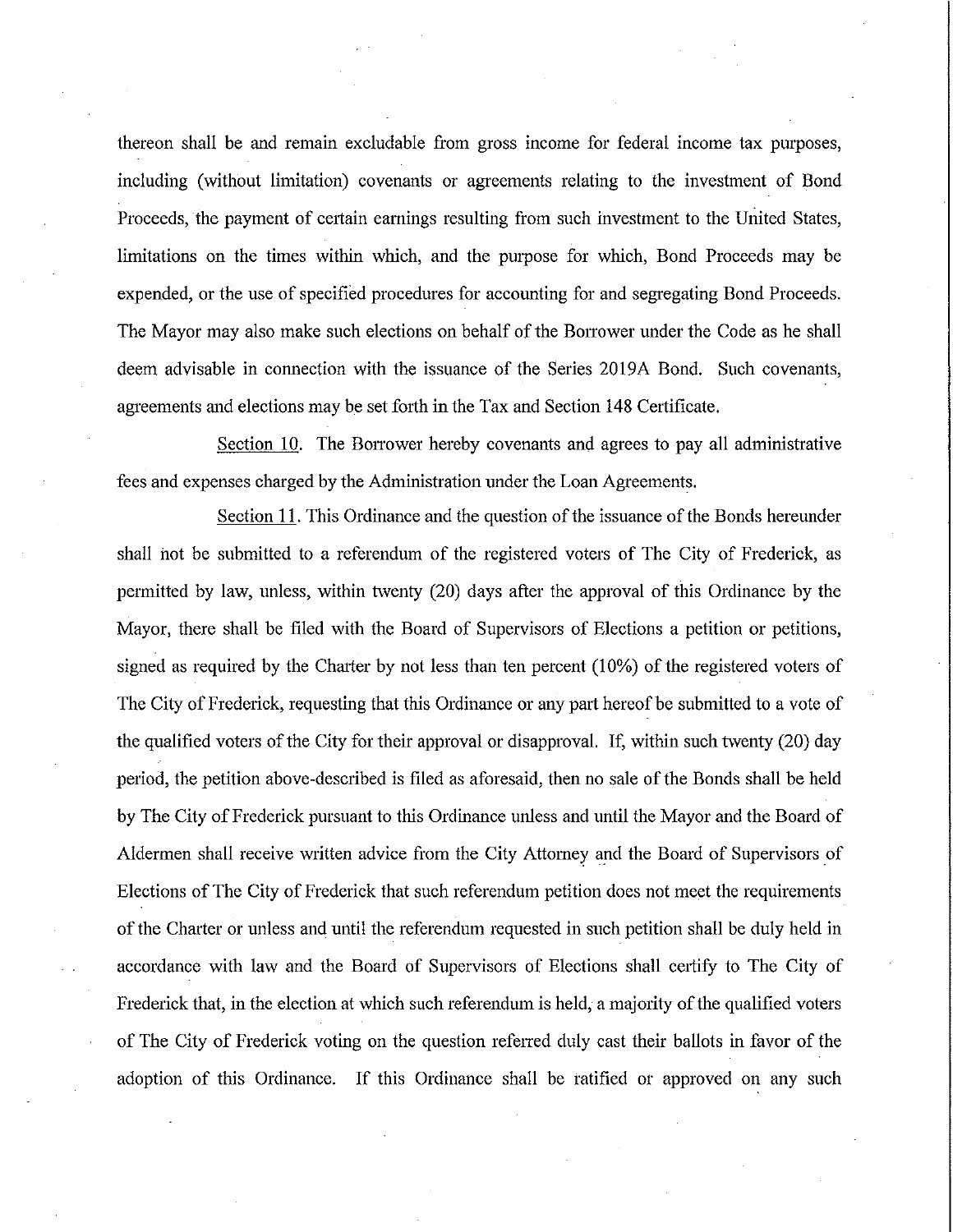thereon shall be and remain excludable from gross income for federal income tax purposes, including (without limitation) covenants or agreements relating to the investment of Bond Proceeds, the payment of certain earnings resulting from such investment to the United States, limitations on the times within which, and the purpose for which, Bond Proceeds may be expended, or the use of specified procedures for accounting for and segregating Bond Proceeds. The Mayor may also make such elections on behalf of the Borrower under the Code as he shall deem advisable in connection with the issuance of the Series 2019A Bond. Such covenants, agreements and elections may be set forth in the Tax and Section 148 Certificate.

Section 10. The Borrower hereby covenants and agrees to pay all administrative fees and expenses charged by the Administration under the Loan Agreements.

Section 11. This Ordinance and the question of the issuance of the Bonds hereunder shall not be submitted to a referendum of the registered voters of The City of Frederick, as permitted by law, unless, within twenty (20) days after the approval of this Ordinance by the Mayor, there shall be filed with the Board of Supervisors of Elections a petition or petitions, signed as required by the Charter by not less than ten percent (10%) of the registered voters of The City of Frederick, requesting that this Ordinance or any part hereof be submitted to a vote of the qualified voters of the City for their approval or disapproval. If, within such twenty (20) day period, the petition above-described is filed as aforesaid, then no sale of the Bonds shall be held by The City of Frederick pursuant to this Ordinance unless and until the Mayor and the Board of Aldermen shall receive written advice from the City Attorney and the Board of Supervisors of Elections of The City of Frederick that such referendum petition does not meet the requirements of the Charter or unless and until the referendum requested in such petition shall be duly held in accordance with law and the Board of Supervisors of Elections shall certify to The City of Frederick that, in the election at which such referendum is held, a majority of the qualified voters of The City of Frederick voting on the question referred duly cast their ballots in favor of the adoption of this Ordinance. If this Ordinance shall be ratified or approved on any such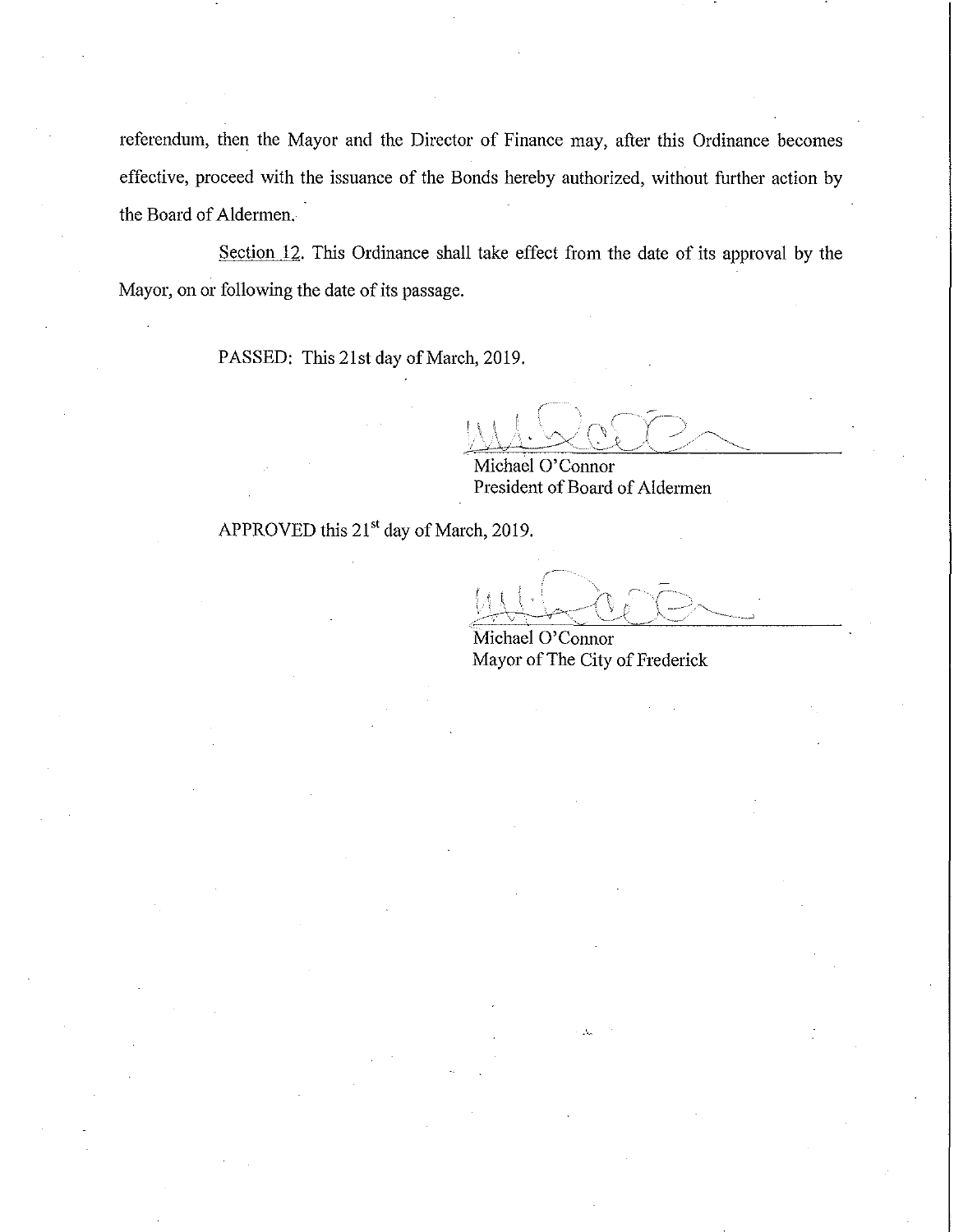referendum, then the Mayor and the Director of Finance may, after this Ordinance becomes effective, proceed with the issuance of the Bonds hereby authorized, without further action by the Board of Aldermen.

Section 12. This Ordinance shall take effect from the date of its approval by the Mayor, on or following the date of its passage.

PASSED: This 21st day of March, 2019.

Michael O'Connor
President of Board of Aldermen

APPROVED this 21st day of March, 2019.

Michael O'Connor
Mayor of The City of Frederick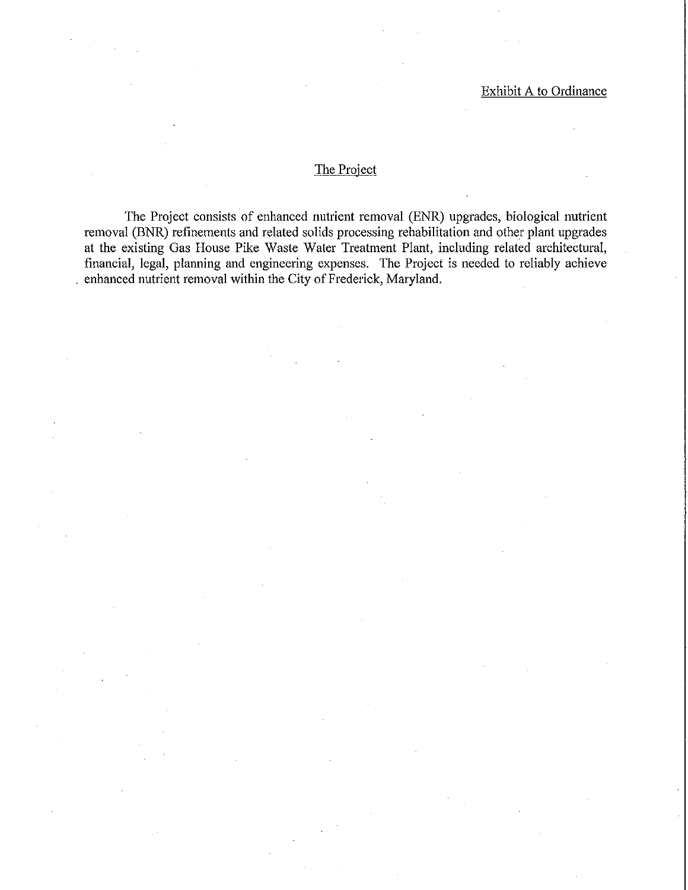Exhibit A to Ordinance

## The Project

The Project consists of enhanced nutrient removal (ENR) upgrades, biological nutrient removal (BNR) refinements and related solids processing rehabilitation and other plant upgrades at the existing Gas House Pike Waste Water Treatment Plant, including related architectural, financial, legal, planning and engineering expenses. The Project is needed to reliably achieve enhanced nutrient removal within the City of Frederick, Maryland.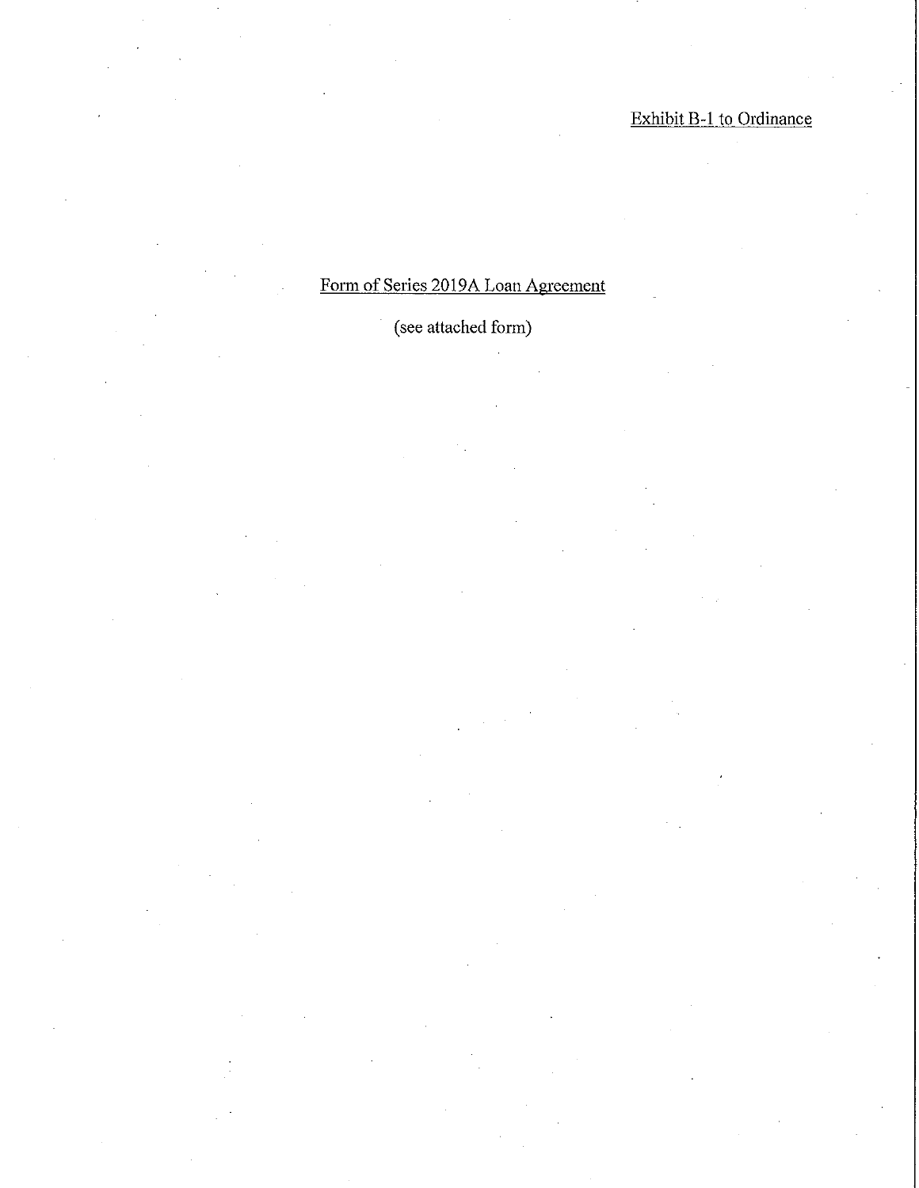Exhibit B-1 to Ordinance

Form of Series 2019A Loan Agreement

(see attached form)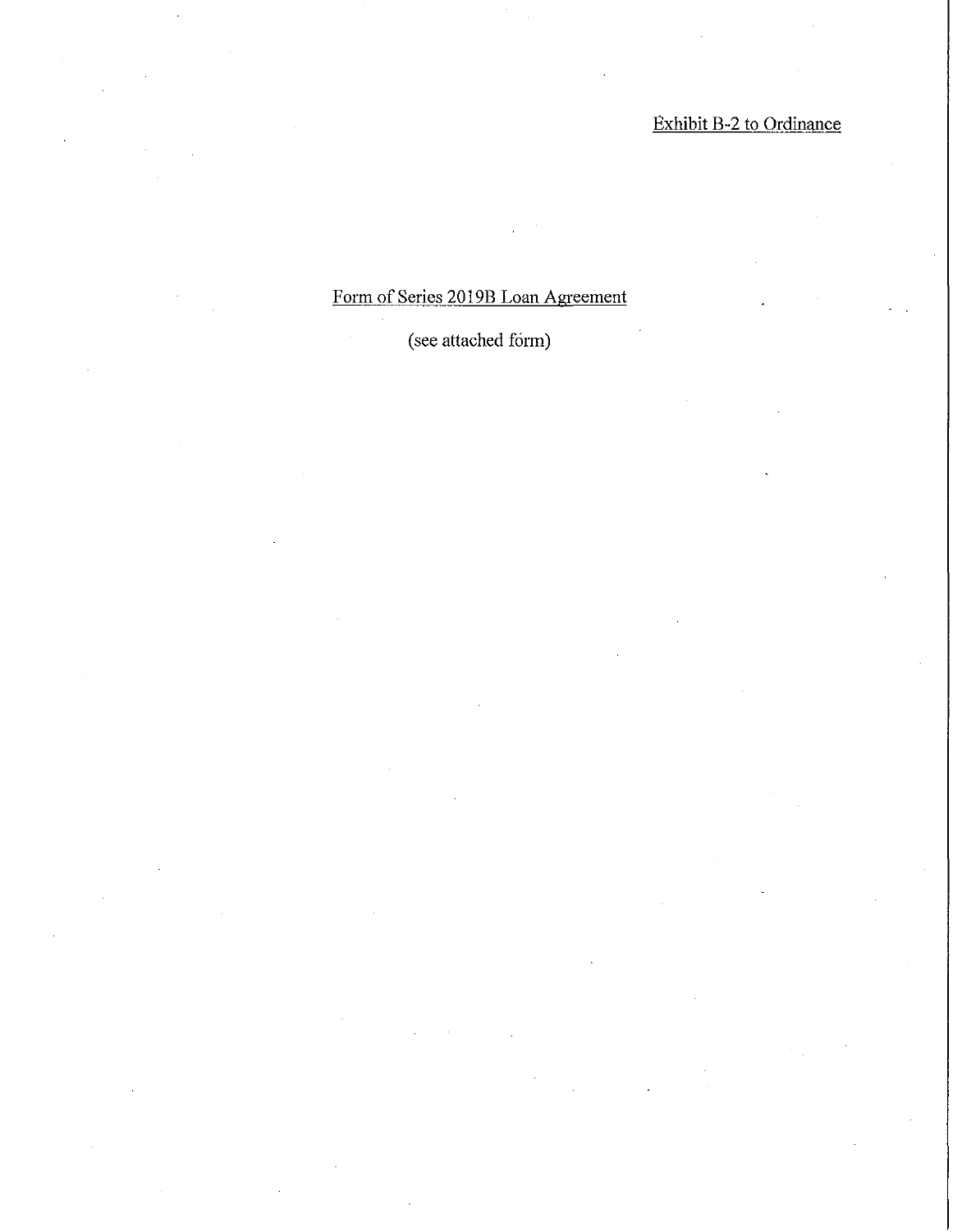Exhibit B-2 to Ordinance

Form of Series 2019B Loan Agreement

(see attached form)